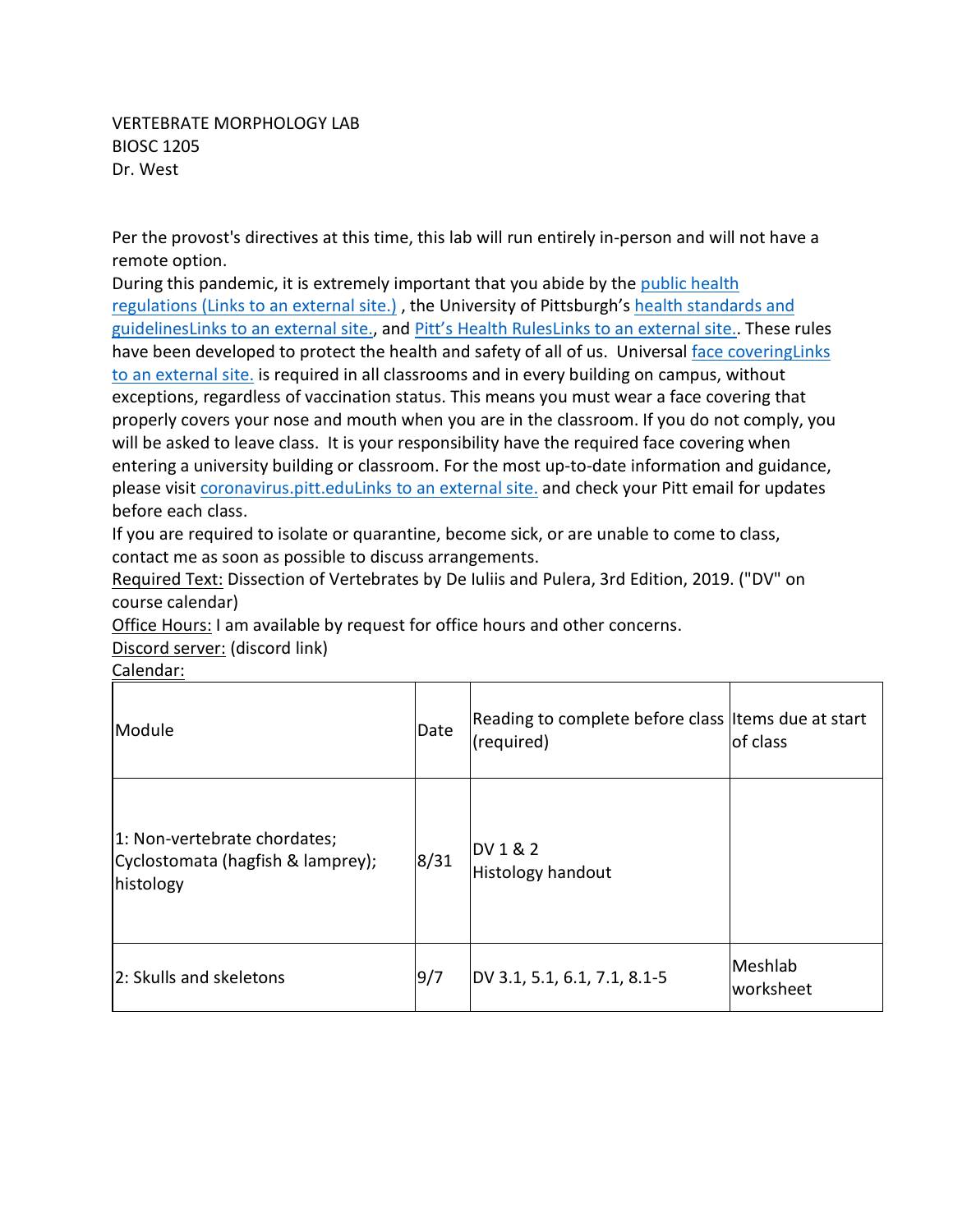VERTEBRATE MORPHOLOGY LAB
BIOSC 1205
Dr. West

Per the provost's directives at this time, this lab will run entirely in-person and will not have a remote option.
During this pandemic, it is extremely important that you abide by the public health regulations (Links to an external site.) , the University of Pittsburgh's health standards and guidelinesLinks to an external site., and Pitt's Health RulesLinks to an external site.. These rules have been developed to protect the health and safety of all of us. Universal face coveringLinks to an external site. is required in all classrooms and in every building on campus, without exceptions, regardless of vaccination status. This means you must wear a face covering that properly covers your nose and mouth when you are in the classroom. If you do not comply, you will be asked to leave class. It is your responsibility have the required face covering when entering a university building or classroom. For the most up-to-date information and guidance, please visit coronavirus.pitt.eduLinks to an external site. and check your Pitt email for updates before each class.
If you are required to isolate or quarantine, become sick, or are unable to come to class, contact me as soon as possible to discuss arrangements.
Required Text: Dissection of Vertebrates by De Iuliis and Pulera, 3rd Edition, 2019. ("DV" on course calendar)
Office Hours: I am available by request for office hours and other concerns.
Discord server: (discord link)
Calendar:

| Module | Date | Reading to complete before class (required) | Items due at start of class |
|---|---|---|---|
| 1: Non-vertebrate chordates; Cyclostomata (hagfish & lamprey); histology | 8/31 | DV 1 & 2<br>Histology handout | |
| 2: Skulls and skeletons | 9/7 | DV 3.1, 5.1, 6.1, 7.1, 8.1-5 | Meshlab worksheet |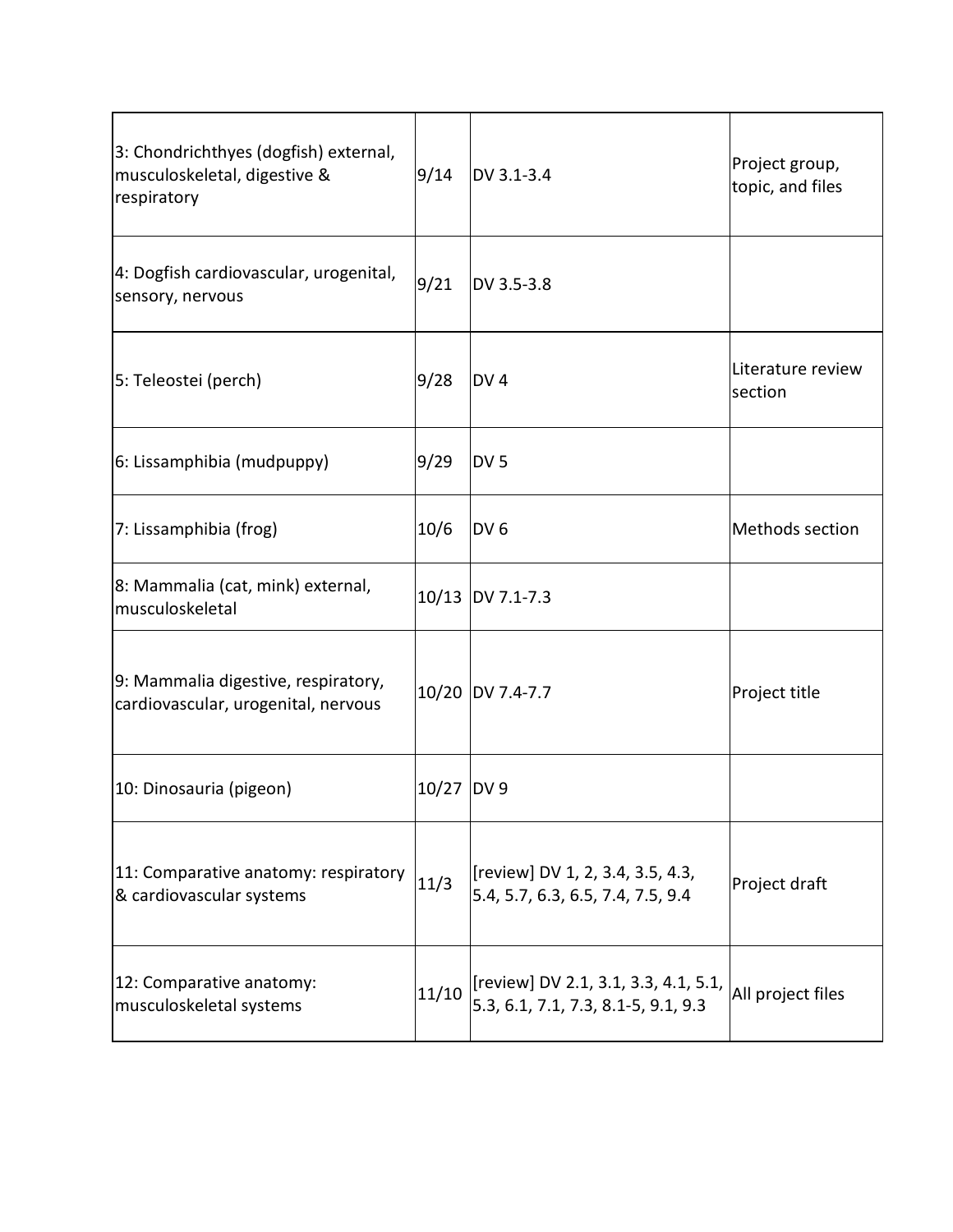| 3: Chondrichthyes (dogfish) external, musculoskeletal, digestive & respiratory | 9/14 | DV 3.1-3.4 | Project group, topic, and files |
|---|---|---|---|
| 4: Dogfish cardiovascular, urogenital, sensory, nervous | 9/21 | DV 3.5-3.8 | |
| 5: Teleostei (perch) | 9/28 | DV 4 | Literature review section |
| 6: Lissamphibia (mudpuppy) | 9/29 | DV 5 | |
| 7: Lissamphibia (frog) | 10/6 | DV 6 | Methods section |
| 8: Mammalia (cat, mink) external, musculoskeletal | 10/13 | DV 7.1-7.3 | |
| 9: Mammalia digestive, respiratory, cardiovascular, urogenital, nervous | 10/20 | DV 7.4-7.7 | Project title |
| 10: Dinosauria (pigeon) | 10/27 | DV 9 | |
| 11: Comparative anatomy: respiratory & cardiovascular systems | 11/3 | [review] DV 1, 2, 3.4, 3.5, 4.3, 5.4, 5.7, 6.3, 6.5, 7.4, 7.5, 9.4 | Project draft |
| 12: Comparative anatomy: musculoskeletal systems | 11/10 | [review] DV 2.1, 3.1, 3.3, 4.1, 5.1, 5.3, 6.1, 7.1, 7.3, 8.1-5, 9.1, 9.3 | All project files |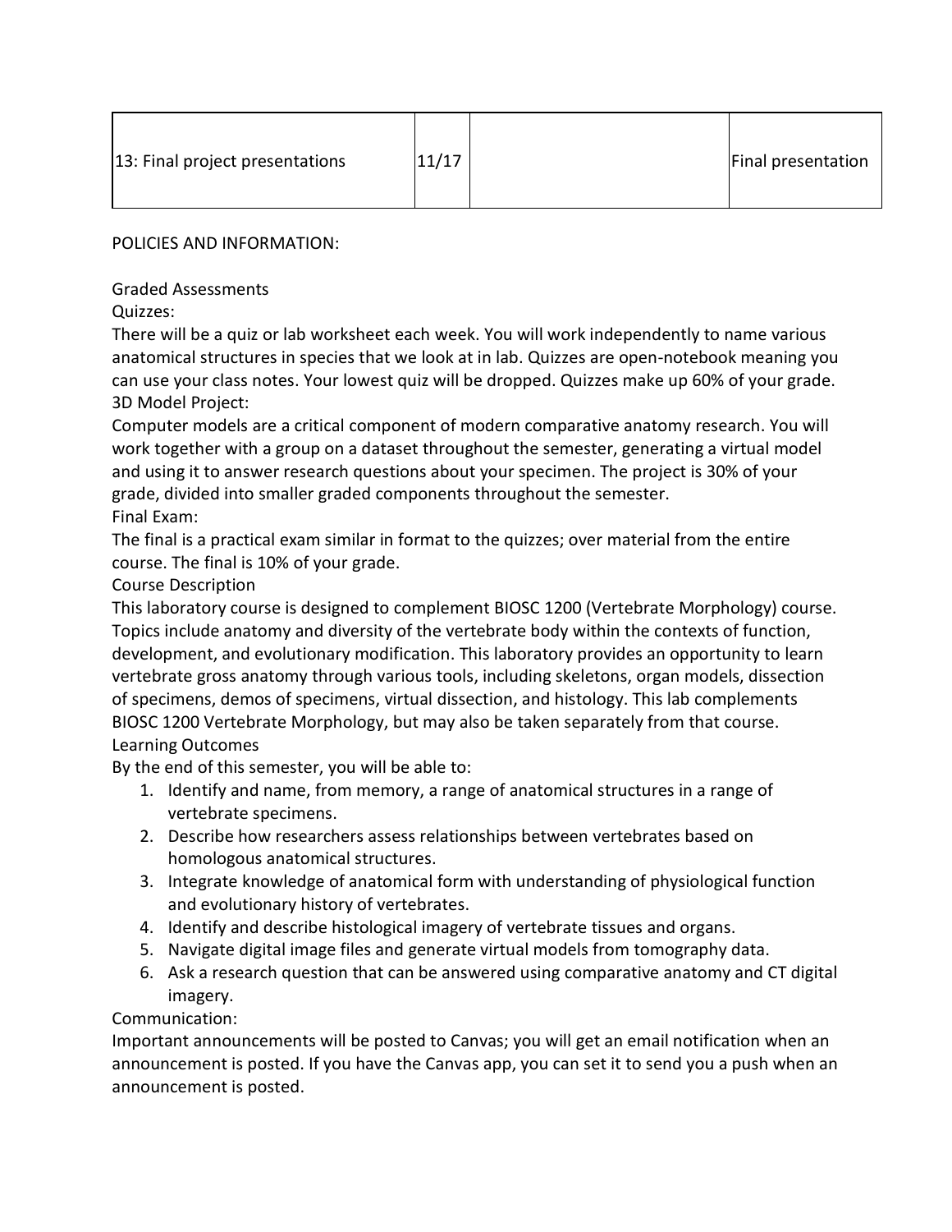| 13: Final project presentations | 11/17 | | Final presentation |
|---|---|---|---|

POLICIES AND INFORMATION:

Graded Assessments

Quizzes:

There will be a quiz or lab worksheet each week. You will work independently to name various anatomical structures in species that we look at in lab. Quizzes are open-notebook meaning you can use your class notes. Your lowest quiz will be dropped. Quizzes make up 60% of your grade.

3D Model Project:

Computer models are a critical component of modern comparative anatomy research. You will work together with a group on a dataset throughout the semester, generating a virtual model and using it to answer research questions about your specimen. The project is 30% of your grade, divided into smaller graded components throughout the semester.

Final Exam:

The final is a practical exam similar in format to the quizzes; over material from the entire course. The final is 10% of your grade.

Course Description

This laboratory course is designed to complement BIOSC 1200 (Vertebrate Morphology) course. Topics include anatomy and diversity of the vertebrate body within the contexts of function, development, and evolutionary modification. This laboratory provides an opportunity to learn vertebrate gross anatomy through various tools, including skeletons, organ models, dissection of specimens, demos of specimens, virtual dissection, and histology. This lab complements BIOSC 1200 Vertebrate Morphology, but may also be taken separately from that course.

Learning Outcomes

By the end of this semester, you will be able to:

1. Identify and name, from memory, a range of anatomical structures in a range of vertebrate specimens.
2. Describe how researchers assess relationships between vertebrates based on homologous anatomical structures.
3. Integrate knowledge of anatomical form with understanding of physiological function and evolutionary history of vertebrates.
4. Identify and describe histological imagery of vertebrate tissues and organs.
5. Navigate digital image files and generate virtual models from tomography data.
6. Ask a research question that can be answered using comparative anatomy and CT digital imagery.

Communication:

Important announcements will be posted to Canvas; you will get an email notification when an announcement is posted. If you have the Canvas app, you can set it to send you a push when an announcement is posted.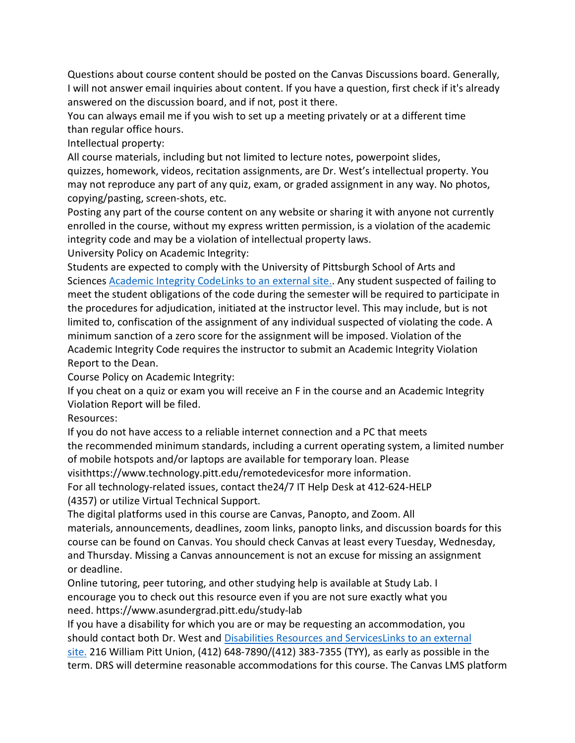Questions about course content should be posted on the Canvas Discussions board. Generally, I will not answer email inquiries about content. If you have a question, first check if it's already answered on the discussion board, and if not, post it there.

You can always email me if you wish to set up a meeting privately or at a different time than regular office hours.

Intellectual property:

All course materials, including but not limited to lecture notes, powerpoint slides, quizzes, homework, videos, recitation assignments, are Dr. West's intellectual property. You may not reproduce any part of any quiz, exam, or graded assignment in any way. No photos, copying/pasting, screen-shots, etc.

Posting any part of the course content on any website or sharing it with anyone not currently enrolled in the course, without my express written permission, is a violation of the academic integrity code and may be a violation of intellectual property laws.

University Policy on Academic Integrity:

Students are expected to comply with the University of Pittsburgh School of Arts and Sciences [Academic Integrity CodeLinks to an external site.]. Any student suspected of failing to meet the student obligations of the code during the semester will be required to participate in the procedures for adjudication, initiated at the instructor level. This may include, but is not limited to, confiscation of the assignment of any individual suspected of violating the code. A minimum sanction of a zero score for the assignment will be imposed. Violation of the Academic Integrity Code requires the instructor to submit an Academic Integrity Violation Report to the Dean.

Course Policy on Academic Integrity:

If you cheat on a quiz or exam you will receive an F in the course and an Academic Integrity Violation Report will be filed.

Resources:

If you do not have access to a reliable internet connection and a PC that meets the recommended minimum standards, including a current operating system, a limited number of mobile hotspots and/or laptops are available for temporary loan. Please visithttps://www.technology.pitt.edu/remotedevicesfor more information.

For all technology-related issues, contact the24/7 IT Help Desk at 412-624-HELP (4357) or utilize Virtual Technical Support.

The digital platforms used in this course are Canvas, Panopto, and Zoom. All materials, announcements, deadlines, zoom links, panopto links, and discussion boards for this course can be found on Canvas. You should check Canvas at least every Tuesday, Wednesday, and Thursday. Missing a Canvas announcement is not an excuse for missing an assignment or deadline.

Online tutoring, peer tutoring, and other studying help is available at Study Lab. I encourage you to check out this resource even if you are not sure exactly what you need. https://www.asundergrad.pitt.edu/study-lab

If you have a disability for which you are or may be requesting an accommodation, you should contact both Dr. West and [Disabilities Resources and ServicesLinks to an external site.] 216 William Pitt Union, (412) 648-7890/(412) 383-7355 (TYY), as early as possible in the term. DRS will determine reasonable accommodations for this course. The Canvas LMS platform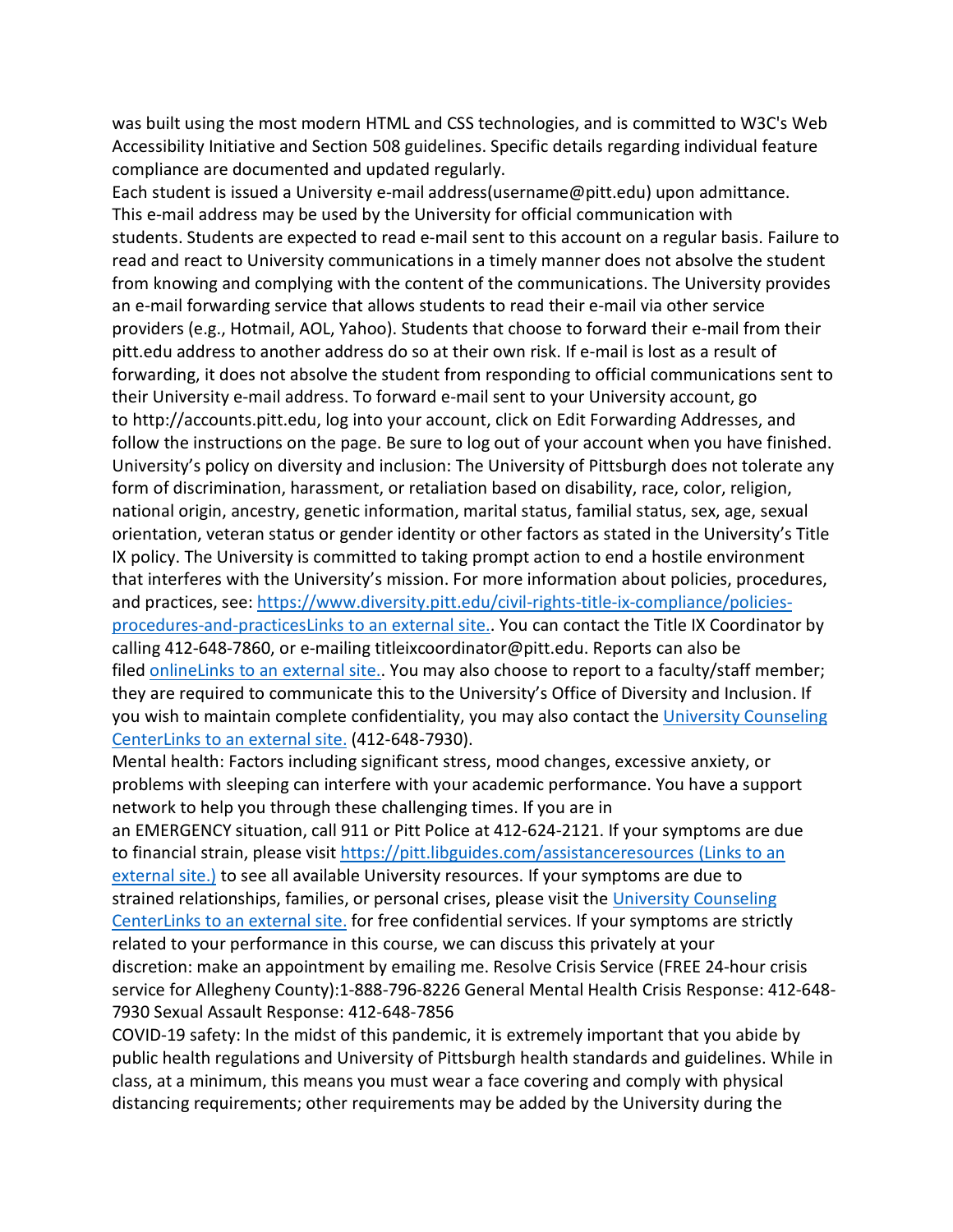was built using the most modern HTML and CSS technologies, and is committed to W3C's Web Accessibility Initiative and Section 508 guidelines. Specific details regarding individual feature compliance are documented and updated regularly.

Each student is issued a University e-mail address(username@pitt.edu) upon admittance. This e-mail address may be used by the University for official communication with students. Students are expected to read e-mail sent to this account on a regular basis. Failure to read and react to University communications in a timely manner does not absolve the student from knowing and complying with the content of the communications. The University provides an e-mail forwarding service that allows students to read their e-mail via other service providers (e.g., Hotmail, AOL, Yahoo). Students that choose to forward their e-mail from their pitt.edu address to another address do so at their own risk. If e-mail is lost as a result of forwarding, it does not absolve the student from responding to official communications sent to their University e-mail address. To forward e-mail sent to your University account, go to http://accounts.pitt.edu, log into your account, click on Edit Forwarding Addresses, and follow the instructions on the page. Be sure to log out of your account when you have finished.

University's policy on diversity and inclusion: The University of Pittsburgh does not tolerate any form of discrimination, harassment, or retaliation based on disability, race, color, religion, national origin, ancestry, genetic information, marital status, familial status, sex, age, sexual orientation, veteran status or gender identity or other factors as stated in the University's Title IX policy. The University is committed to taking prompt action to end a hostile environment that interferes with the University's mission. For more information about policies, procedures, and practices, see: [https://www.diversity.pitt.edu/civil-rights-title-ix-compliance/policies-procedures-and-practicesLinks to an external site.](https://www.diversity.pitt.edu/civil-rights-title-ix-compliance/policies-procedures-and-practices). You can contact the Title IX Coordinator by calling 412-648-7860, or e-mailing titleixcoordinator@pitt.edu. Reports can also be filed [onlineLinks to an external site.](). You may also choose to report to a faculty/staff member; they are required to communicate this to the University's Office of Diversity and Inclusion. If you wish to maintain complete confidentiality, you may also contact the [University Counseling CenterLinks to an external site.]() (412-648-7930).

Mental health: Factors including significant stress, mood changes, excessive anxiety, or problems with sleeping can interfere with your academic performance. You have a support network to help you through these challenging times. If you are in an EMERGENCY situation, call 911 or Pitt Police at 412-624-2121. If your symptoms are due to financial strain, please visit [https://pitt.libguides.com/assistanceresources (Links to an external site.)](https://pitt.libguides.com/assistanceresources) to see all available University resources. If your symptoms are due to strained relationships, families, or personal crises, please visit the [University Counseling CenterLinks to an external site.]() for free confidential services. If your symptoms are strictly related to your performance in this course, we can discuss this privately at your discretion: make an appointment by emailing me. Resolve Crisis Service (FREE 24-hour crisis service for Allegheny County):1-888-796-8226 General Mental Health Crisis Response: 412-648-7930 Sexual Assault Response: 412-648-7856

COVID-19 safety: In the midst of this pandemic, it is extremely important that you abide by public health regulations and University of Pittsburgh health standards and guidelines. While in class, at a minimum, this means you must wear a face covering and comply with physical distancing requirements; other requirements may be added by the University during the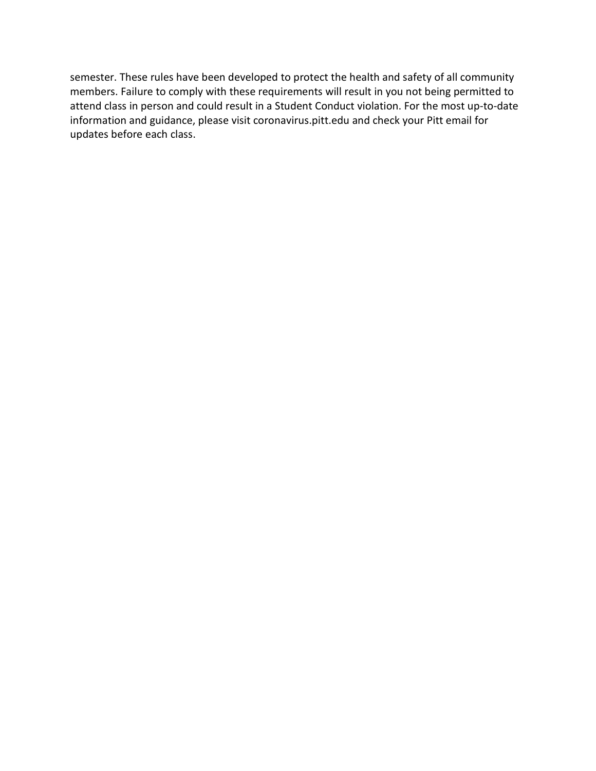semester. These rules have been developed to protect the health and safety of all community members. Failure to comply with these requirements will result in you not being permitted to attend class in person and could result in a Student Conduct violation. For the most up-to-date information and guidance, please visit coronavirus.pitt.edu and check your Pitt email for updates before each class.